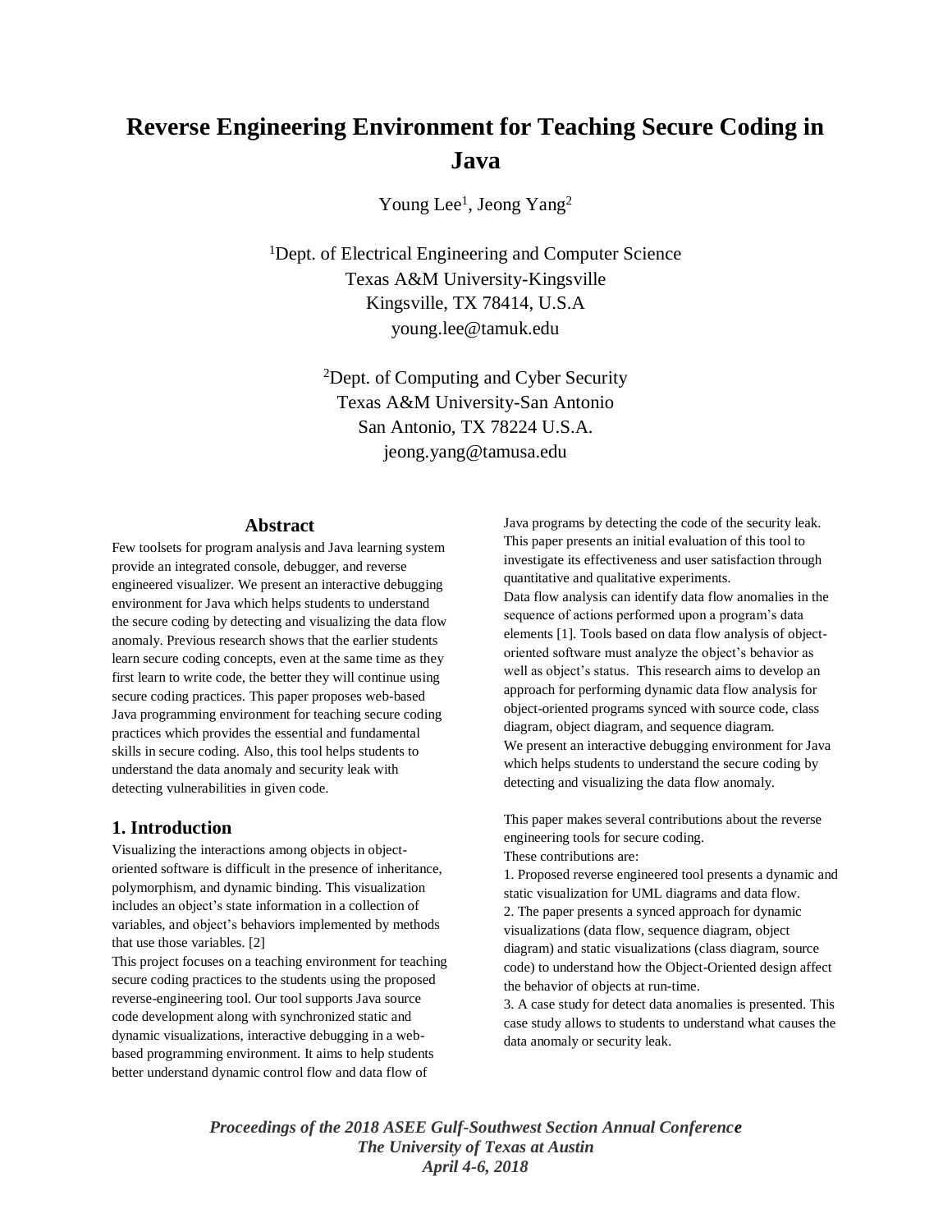# Reverse Engineering Environment for Teaching Secure Coding in Java

Young Lee[1], Jeong Yang[2]

[1]Dept. of Electrical Engineering and Computer Science
Texas A&M University-Kingsville
Kingsville, TX 78414, U.S.A
young.lee@tamuk.edu

[2]Dept. of Computing and Cyber Security
Texas A&M University-San Antonio
San Antonio, TX 78224 U.S.A.
jeong.yang@tamusa.edu

## Abstract

Few toolsets for program analysis and Java learning system provide an integrated console, debugger, and reverse engineered visualizer. We present an interactive debugging environment for Java which helps students to understand the secure coding by detecting and visualizing the data flow anomaly. Previous research shows that the earlier students learn secure coding concepts, even at the same time as they first learn to write code, the better they will continue using secure coding practices. This paper proposes web-based Java programming environment for teaching secure coding practices which provides the essential and fundamental skills in secure coding. Also, this tool helps students to understand the data anomaly and security leak with detecting vulnerabilities in given code.

## 1. Introduction

Visualizing the interactions among objects in object-oriented software is difficult in the presence of inheritance, polymorphism, and dynamic binding. This visualization includes an object's state information in a collection of variables, and object's behaviors implemented by methods that use those variables. [2]

This project focuses on a teaching environment for teaching secure coding practices to the students using the proposed reverse-engineering tool. Our tool supports Java source code development along with synchronized static and dynamic visualizations, interactive debugging in a web-based programming environment. It aims to help students better understand dynamic control flow and data flow of Java programs by detecting the code of the security leak. This paper presents an initial evaluation of this tool to investigate its effectiveness and user satisfaction through quantitative and qualitative experiments.

Data flow analysis can identify data flow anomalies in the sequence of actions performed upon a program's data elements [1]. Tools based on data flow analysis of object-oriented software must analyze the object's behavior as well as object's status. This research aims to develop an approach for performing dynamic data flow analysis for object-oriented programs synced with source code, class diagram, object diagram, and sequence diagram.

We present an interactive debugging environment for Java which helps students to understand the secure coding by detecting and visualizing the data flow anomaly.

This paper makes several contributions about the reverse engineering tools for secure coding.

These contributions are:

1. Proposed reverse engineered tool presents a dynamic and static visualization for UML diagrams and data flow.
2. The paper presents a synced approach for dynamic visualizations (data flow, sequence diagram, object diagram) and static visualizations (class diagram, source code) to understand how the Object-Oriented design affect the behavior of objects at run-time.
3. A case study for detect data anomalies is presented. This case study allows to students to understand what causes the data anomaly or security leak.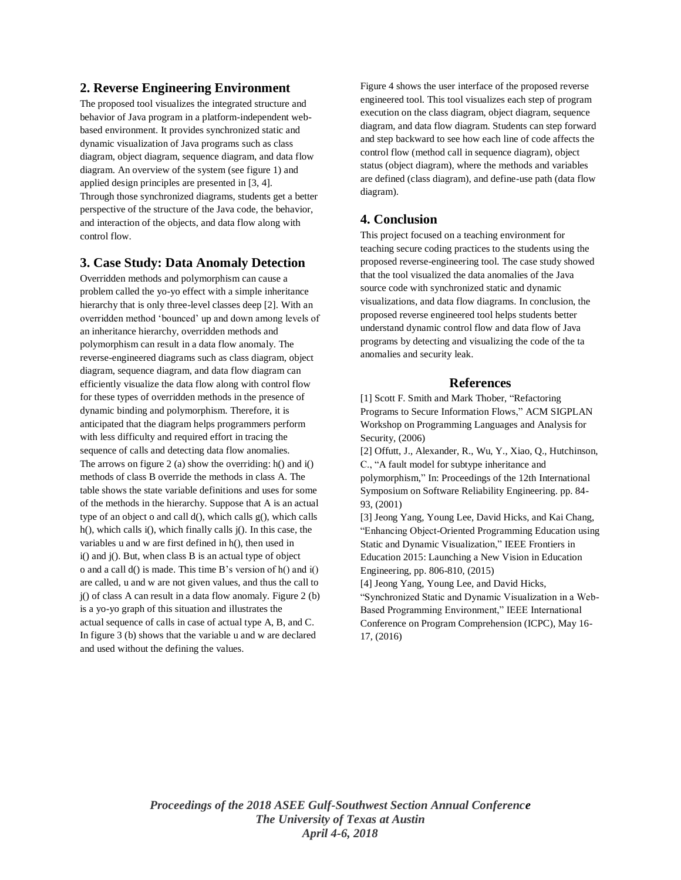## 2. Reverse Engineering Environment

The proposed tool visualizes the integrated structure and behavior of Java program in a platform-independent web-based environment. It provides synchronized static and dynamic visualization of Java programs such as class diagram, object diagram, sequence diagram, and data flow diagram. An overview of the system (see figure 1) and applied design principles are presented in [3, 4].
Through those synchronized diagrams, students get a better perspective of the structure of the Java code, the behavior, and interaction of the objects, and data flow along with control flow.

## 3. Case Study: Data Anomaly Detection

Overridden methods and polymorphism can cause a problem called the yo-yo effect with a simple inheritance hierarchy that is only three-level classes deep [2]. With an overridden method 'bounced' up and down among levels of an inheritance hierarchy, overridden methods and polymorphism can result in a data flow anomaly. The reverse-engineered diagrams such as class diagram, object diagram, sequence diagram, and data flow diagram can efficiently visualize the data flow along with control flow for these types of overridden methods in the presence of dynamic binding and polymorphism. Therefore, it is anticipated that the diagram helps programmers perform with less difficulty and required effort in tracing the sequence of calls and detecting data flow anomalies.
The arrows on figure 2 (a) show the overriding: h() and i() methods of class B override the methods in class A. The table shows the state variable definitions and uses for some of the methods in the hierarchy. Suppose that A is an actual type of an object o and call d(), which calls g(), which calls h(), which calls i(), which finally calls j(). In this case, the variables u and w are first defined in h(), then used in i() and j(). But, when class B is an actual type of object o and a call d() is made. This time B's version of h() and i() are called, u and w are not given values, and thus the call to j() of class A can result in a data flow anomaly. Figure 2 (b) is a yo-yo graph of this situation and illustrates the actual sequence of calls in case of actual type A, B, and C. In figure 3 (b) shows that the variable u and w are declared and used without the defining the values.

Figure 4 shows the user interface of the proposed reverse engineered tool. This tool visualizes each step of program execution on the class diagram, object diagram, sequence diagram, and data flow diagram. Students can step forward and step backward to see how each line of code affects the control flow (method call in sequence diagram), object status (object diagram), where the methods and variables are defined (class diagram), and define-use path (data flow diagram).

## 4. Conclusion

This project focused on a teaching environment for teaching secure coding practices to the students using the proposed reverse-engineering tool. The case study showed that the tool visualized the data anomalies of the Java source code with synchronized static and dynamic visualizations, and data flow diagrams. In conclusion, the proposed reverse engineered tool helps students better understand dynamic control flow and data flow of Java programs by detecting and visualizing the code of the ta anomalies and security leak.

## References

[1] Scott F. Smith and Mark Thober, "Refactoring Programs to Secure Information Flows," ACM SIGPLAN Workshop on Programming Languages and Analysis for Security, (2006)

[2] Offutt, J., Alexander, R., Wu, Y., Xiao, Q., Hutchinson, C., "A fault model for subtype inheritance and polymorphism," In: Proceedings of the 12th International Symposium on Software Reliability Engineering. pp. 84-93, (2001)

[3] Jeong Yang, Young Lee, David Hicks, and Kai Chang, "Enhancing Object-Oriented Programming Education using Static and Dynamic Visualization," IEEE Frontiers in Education 2015: Launching a New Vision in Education Engineering, pp. 806-810, (2015)

[4] Jeong Yang, Young Lee, and David Hicks, "Synchronized Static and Dynamic Visualization in a Web-Based Programming Environment," IEEE International Conference on Program Comprehension (ICPC), May 16-17, (2016)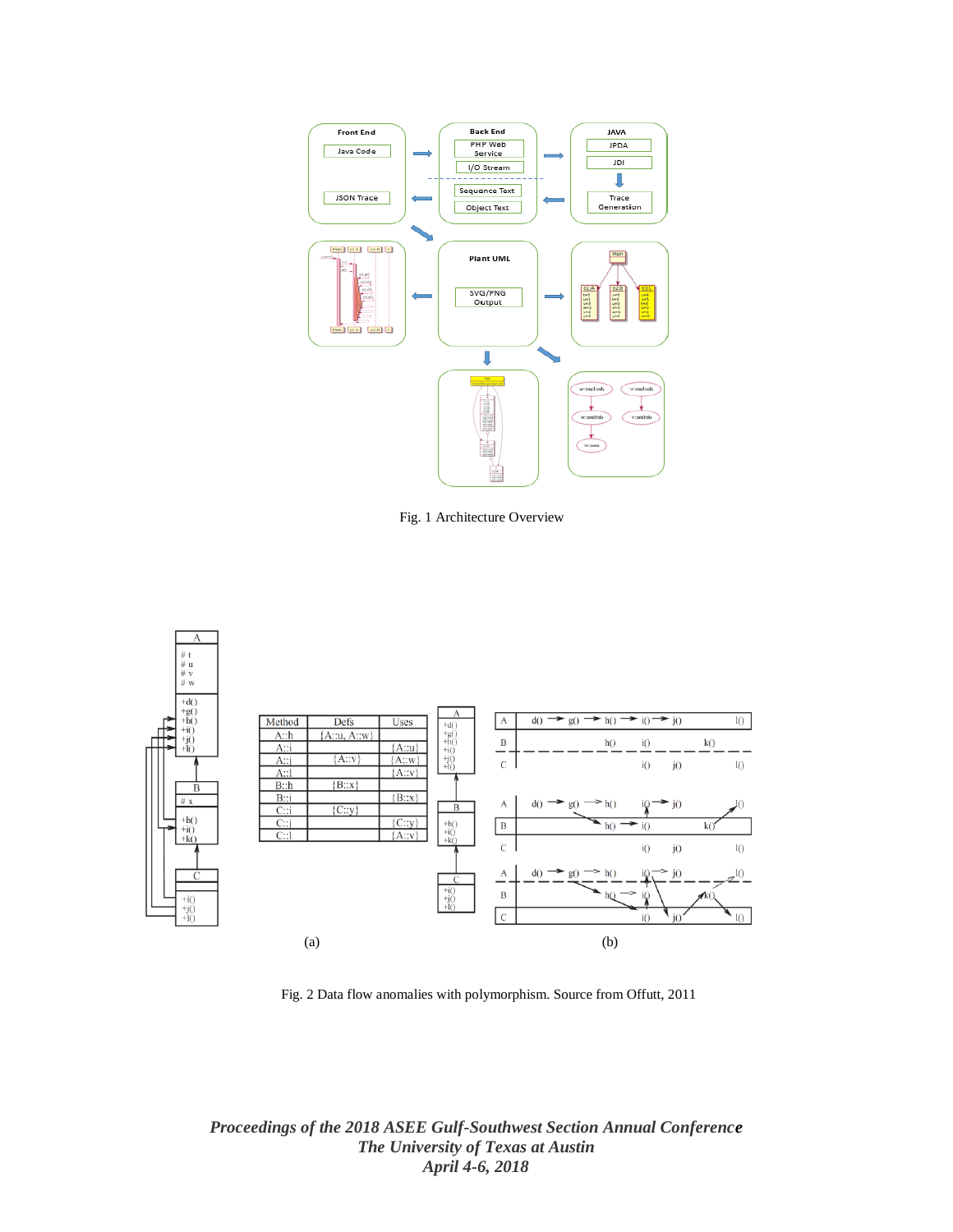Fig. 1 Architecture Overview

(a)

| Method | Defs | Uses |
|---|---|---|
| A::h | {A::u, A::w} | |
| A::i | | {A::u} |
| A::j | {A::v} | {A::w} |
| A::l | | {A::v} |
| B::h | {B::x} | |
| B::i | | {B::x} |
| C::i | {C::y} | |
| C::j | | {C::y} |
| C::l | | {A::v} |

(b)

Fig. 2 Data flow anomalies with polymorphism. Source from Offutt, 2011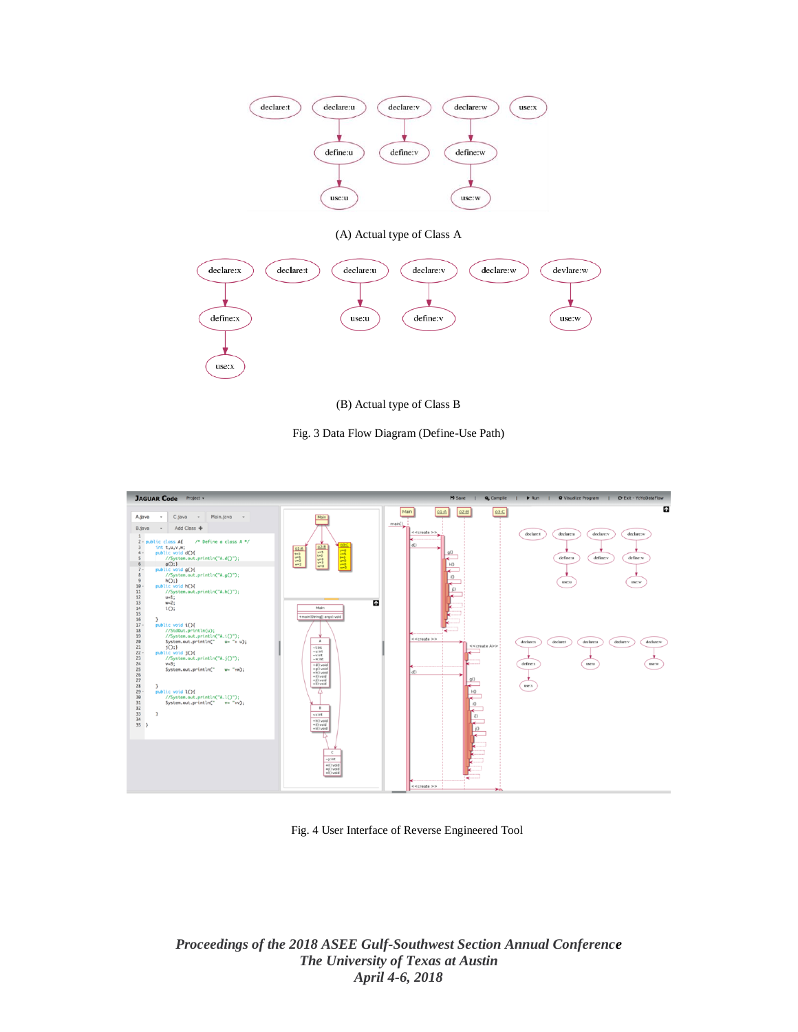declare:t

declare:u

declare:v

declare:w

use:x

define:u

define:v

define:w

use:u

use:w

(A) Actual type of Class A

declare:x

declare:t

declare:u

declare:v

declare:w

devlare:w

define:x

use:u

define:v

use:w

use:x

(B) Actual type of Class B

Fig. 3 Data Flow Diagram (Define-Use Path)

Fig. 4 User Interface of Reverse Engineered Tool